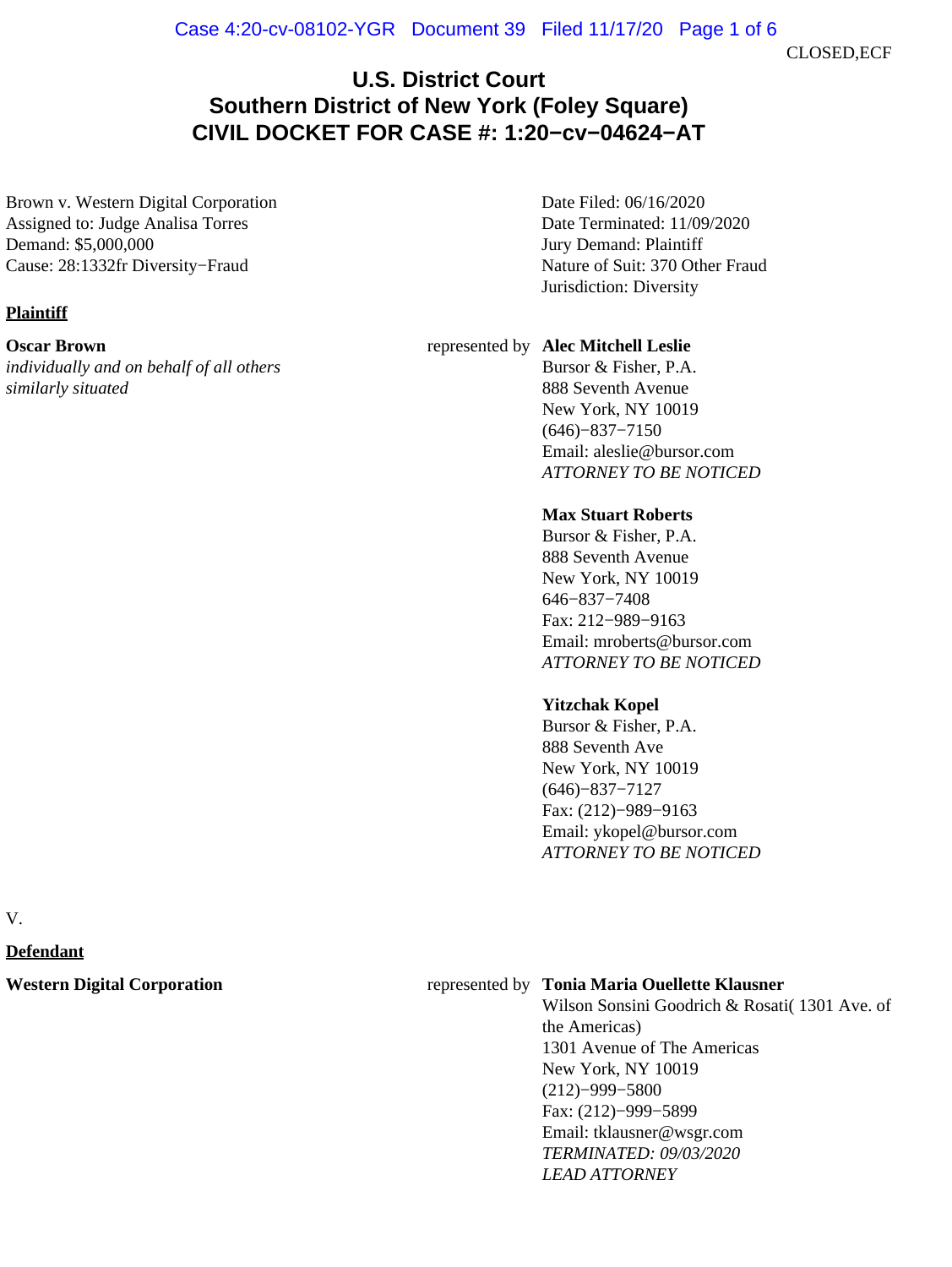CLOSED,ECF

# U.S. District Court
## Southern District of New York (Foley Square)
## CIVIL DOCKET FOR CASE #: 1:20−cv−04624−AT

Brown v. Western Digital Corporation
Assigned to: Judge Analisa Torres
Demand: $5,000,000
Cause: 28:1332fr Diversity−Fraud

Date Filed: 06/16/2020
Date Terminated: 11/09/2020
Jury Demand: Plaintiff
Nature of Suit: 370 Other Fraud
Jurisdiction: Diversity

**Plaintiff**

**Oscar Brown**
*individually and on behalf of all others similarly situated*

represented by **Alec Mitchell Leslie**
Bursor & Fisher, P.A.
888 Seventh Avenue
New York, NY 10019
(646)−837−7150
Email: aleslie@bursor.com
*ATTORNEY TO BE NOTICED*

**Max Stuart Roberts**
Bursor & Fisher, P.A.
888 Seventh Avenue
New York, NY 10019
646−837−7408
Fax: 212−989−9163
Email: mroberts@bursor.com
*ATTORNEY TO BE NOTICED*

**Yitzchak Kopel**
Bursor & Fisher, P.A.
888 Seventh Ave
New York, NY 10019
(646)−837−7127
Fax: (212)−989−9163
Email: ykopel@bursor.com
*ATTORNEY TO BE NOTICED*

V.

**Defendant**

**Western Digital Corporation**

represented by **Tonia Maria Ouellette Klausner**
Wilson Sonsini Goodrich & Rosati( 1301 Ave. of the Americas)
1301 Avenue of The Americas
New York, NY 10019
(212)−999−5800
Fax: (212)−999−5899
Email: tklausner@wsgr.com
*TERMINATED: 09/03/2020*
*LEAD ATTORNEY*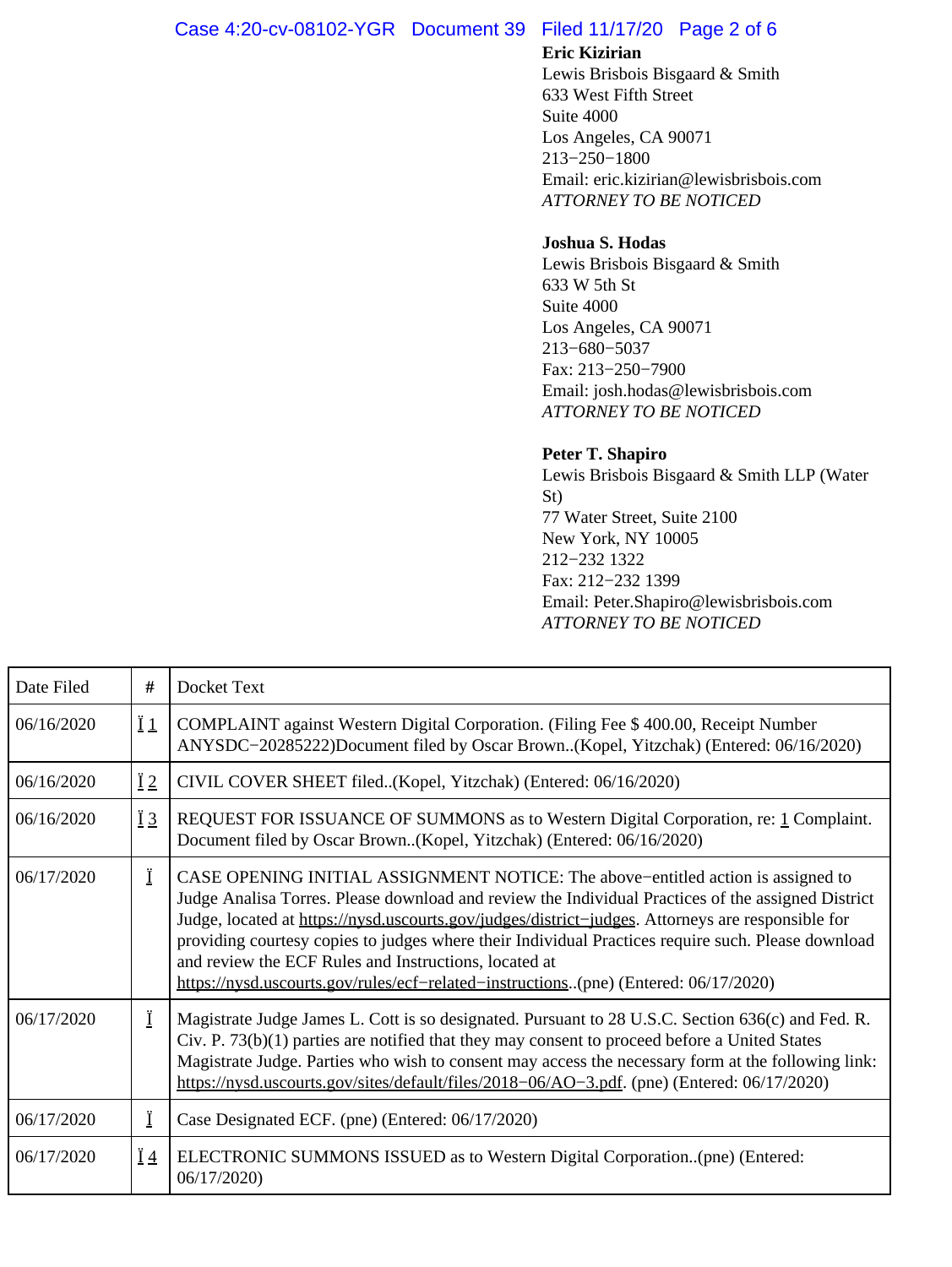**Eric Kizirian**
Lewis Brisbois Bisgaard & Smith
633 West Fifth Street
Suite 4000
Los Angeles, CA 90071
213−250−1800
Email: eric.kizirian@lewisbrisbois.com
*ATTORNEY TO BE NOTICED*

**Joshua S. Hodas**
Lewis Brisbois Bisgaard & Smith
633 W 5th St
Suite 4000
Los Angeles, CA 90071
213−680−5037
Fax: 213−250−7900
Email: josh.hodas@lewisbrisbois.com
*ATTORNEY TO BE NOTICED*

**Peter T. Shapiro**
Lewis Brisbois Bisgaard & Smith LLP (Water St)
77 Water Street, Suite 2100
New York, NY 10005
212−232 1322
Fax: 212−232 1399
Email: Peter.Shapiro@lewisbrisbois.com
*ATTORNEY TO BE NOTICED*

| Date Filed | # | Docket Text |
|---|---|---|
| 06/16/2020 | 1 | COMPLAINT against Western Digital Corporation. (Filing Fee $ 400.00, Receipt Number ANYSDC−20285222)Document filed by Oscar Brown..(Kopel, Yitzchak) (Entered: 06/16/2020) |
| 06/16/2020 | 2 | CIVIL COVER SHEET filed..(Kopel, Yitzchak) (Entered: 06/16/2020) |
| 06/16/2020 | 3 | REQUEST FOR ISSUANCE OF SUMMONS as to Western Digital Corporation, re: 1 Complaint. Document filed by Oscar Brown..(Kopel, Yitzchak) (Entered: 06/16/2020) |
| 06/17/2020 | | CASE OPENING INITIAL ASSIGNMENT NOTICE: The above−entitled action is assigned to Judge Analisa Torres. Please download and review the Individual Practices of the assigned District Judge, located at https://nysd.uscourts.gov/judges/district−judges. Attorneys are responsible for providing courtesy copies to judges where their Individual Practices require such. Please download and review the ECF Rules and Instructions, located at https://nysd.uscourts.gov/rules/ecf−related−instructions..(pne) (Entered: 06/17/2020) |
| 06/17/2020 | | Magistrate Judge James L. Cott is so designated. Pursuant to 28 U.S.C. Section 636(c) and Fed. R. Civ. P. 73(b)(1) parties are notified that they may consent to proceed before a United States Magistrate Judge. Parties who wish to consent may access the necessary form at the following link: https://nysd.uscourts.gov/sites/default/files/2018−06/AO−3.pdf. (pne) (Entered: 06/17/2020) |
| 06/17/2020 | | Case Designated ECF. (pne) (Entered: 06/17/2020) |
| 06/17/2020 | 4 | ELECTRONIC SUMMONS ISSUED as to Western Digital Corporation..(pne) (Entered: 06/17/2020) |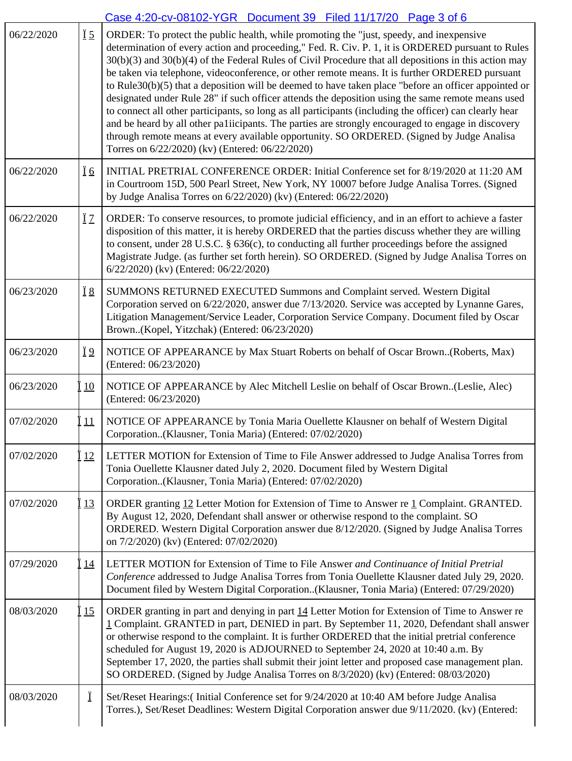| | | |
|---|---|---|
| 06/22/2020 | 5 | ORDER: To protect the public health, while promoting the "just, speedy, and inexpensive determination of every action and proceeding," Fed. R. Civ. P. 1, it is ORDERED pursuant to Rules 30(b)(3) and 30(b)(4) of the Federal Rules of Civil Procedure that all depositions in this action may be taken via telephone, videoconference, or other remote means. It is further ORDERED pursuant to Rule30(b)(5) that a deposition will be deemed to have taken place "before an officer appointed or designated under Rule 28" if such officer attends the deposition using the same remote means used to connect all other participants, so long as all participants (including the officer) can clearly hear and be heard by all other pa1iicipants. The parties are strongly encouraged to engage in discovery through remote means at every available opportunity. SO ORDERED. (Signed by Judge Analisa Torres on 6/22/2020) (kv) (Entered: 06/22/2020) |
| 06/22/2020 | 6 | INITIAL PRETRIAL CONFERENCE ORDER: Initial Conference set for 8/19/2020 at 11:20 AM in Courtroom 15D, 500 Pearl Street, New York, NY 10007 before Judge Analisa Torres. (Signed by Judge Analisa Torres on 6/22/2020) (kv) (Entered: 06/22/2020) |
| 06/22/2020 | 7 | ORDER: To conserve resources, to promote judicial efficiency, and in an effort to achieve a faster disposition of this matter, it is hereby ORDERED that the parties discuss whether they are willing to consent, under 28 U.S.C. § 636(c), to conducting all further proceedings before the assigned Magistrate Judge. (as further set forth herein). SO ORDERED. (Signed by Judge Analisa Torres on 6/22/2020) (kv) (Entered: 06/22/2020) |
| 06/23/2020 | 8 | SUMMONS RETURNED EXECUTED Summons and Complaint served. Western Digital Corporation served on 6/22/2020, answer due 7/13/2020. Service was accepted by Lynanne Gares, Litigation Management/Service Leader, Corporation Service Company. Document filed by Oscar Brown..(Kopel, Yitzchak) (Entered: 06/23/2020) |
| 06/23/2020 | 9 | NOTICE OF APPEARANCE by Max Stuart Roberts on behalf of Oscar Brown..(Roberts, Max) (Entered: 06/23/2020) |
| 06/23/2020 | 10 | NOTICE OF APPEARANCE by Alec Mitchell Leslie on behalf of Oscar Brown..(Leslie, Alec) (Entered: 06/23/2020) |
| 07/02/2020 | 11 | NOTICE OF APPEARANCE by Tonia Maria Ouellette Klausner on behalf of Western Digital Corporation..(Klausner, Tonia Maria) (Entered: 07/02/2020) |
| 07/02/2020 | 12 | LETTER MOTION for Extension of Time to File Answer addressed to Judge Analisa Torres from Tonia Ouellette Klausner dated July 2, 2020. Document filed by Western Digital Corporation..(Klausner, Tonia Maria) (Entered: 07/02/2020) |
| 07/02/2020 | 13 | ORDER granting 12 Letter Motion for Extension of Time to Answer re 1 Complaint. GRANTED. By August 12, 2020, Defendant shall answer or otherwise respond to the complaint. SO ORDERED. Western Digital Corporation answer due 8/12/2020. (Signed by Judge Analisa Torres on 7/2/2020) (kv) (Entered: 07/02/2020) |
| 07/29/2020 | 14 | LETTER MOTION for Extension of Time to File Answer *and Continuance of Initial Pretrial Conference* addressed to Judge Analisa Torres from Tonia Ouellette Klausner dated July 29, 2020. Document filed by Western Digital Corporation..(Klausner, Tonia Maria) (Entered: 07/29/2020) |
| 08/03/2020 | 15 | ORDER granting in part and denying in part 14 Letter Motion for Extension of Time to Answer re 1 Complaint. GRANTED in part, DENIED in part. By September 11, 2020, Defendant shall answer or otherwise respond to the complaint. It is further ORDERED that the initial pretrial conference scheduled for August 19, 2020 is ADJOURNED to September 24, 2020 at 10:40 a.m. By September 17, 2020, the parties shall submit their joint letter and proposed case management plan. SO ORDERED. (Signed by Judge Analisa Torres on 8/3/2020) (kv) (Entered: 08/03/2020) |
| 08/03/2020 | | Set/Reset Hearings:( Initial Conference set for 9/24/2020 at 10:40 AM before Judge Analisa Torres.), Set/Reset Deadlines: Western Digital Corporation answer due 9/11/2020. (kv) (Entered: |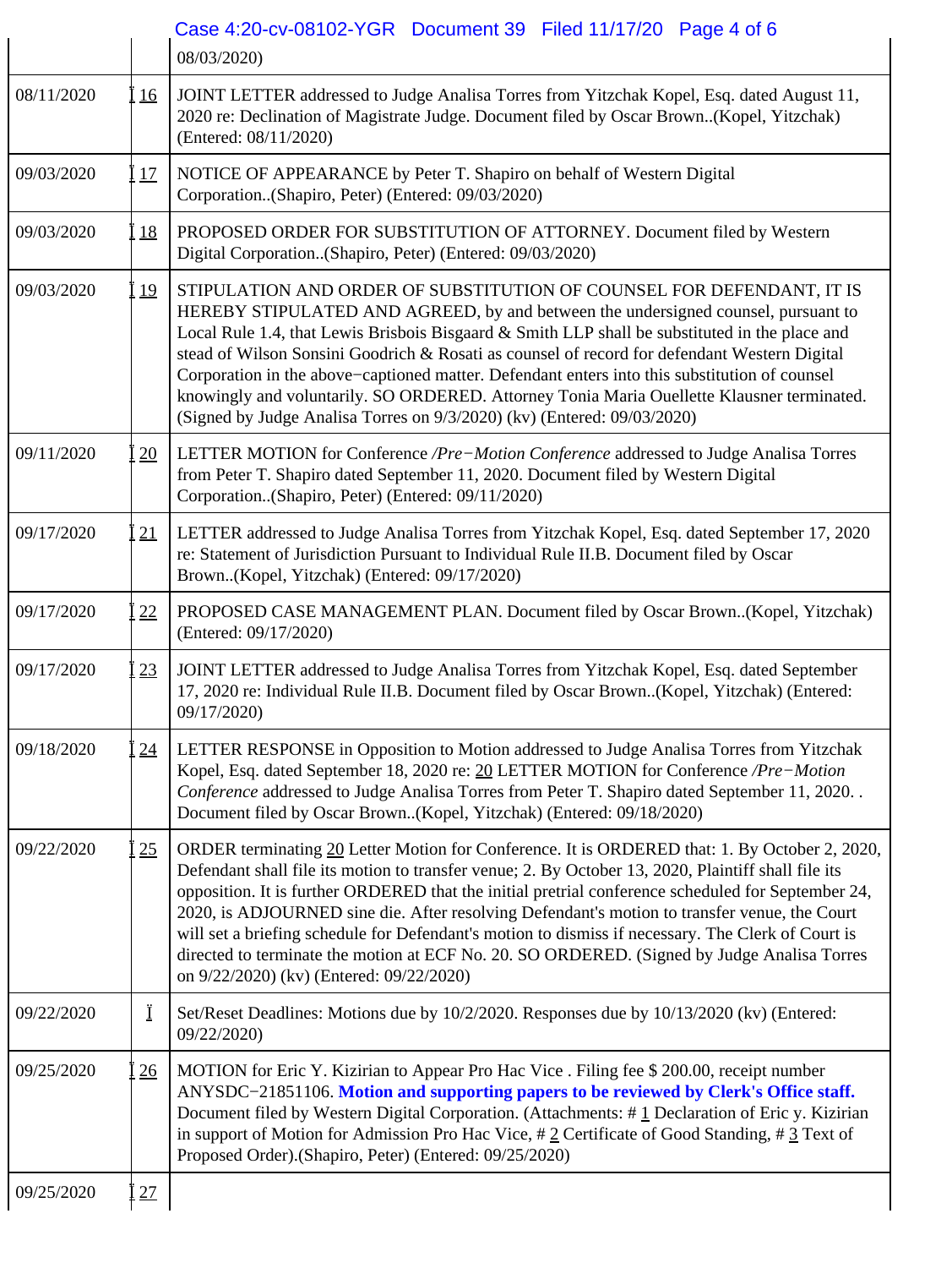| | | 08/03/2020) |
|---|---|---|
| 08/11/2020 | 16 | JOINT LETTER addressed to Judge Analisa Torres from Yitzchak Kopel, Esq. dated August 11, 2020 re: Declination of Magistrate Judge. Document filed by Oscar Brown..(Kopel, Yitzchak) (Entered: 08/11/2020) |
| 09/03/2020 | 17 | NOTICE OF APPEARANCE by Peter T. Shapiro on behalf of Western Digital Corporation..(Shapiro, Peter) (Entered: 09/03/2020) |
| 09/03/2020 | 18 | PROPOSED ORDER FOR SUBSTITUTION OF ATTORNEY. Document filed by Western Digital Corporation..(Shapiro, Peter) (Entered: 09/03/2020) |
| 09/03/2020 | 19 | STIPULATION AND ORDER OF SUBSTITUTION OF COUNSEL FOR DEFENDANT, IT IS HEREBY STIPULATED AND AGREED, by and between the undersigned counsel, pursuant to Local Rule 1.4, that Lewis Brisbois Bisgaard & Smith LLP shall be substituted in the place and stead of Wilson Sonsini Goodrich & Rosati as counsel of record for defendant Western Digital Corporation in the above−captioned matter. Defendant enters into this substitution of counsel knowingly and voluntarily. SO ORDERED. Attorney Tonia Maria Ouellette Klausner terminated. (Signed by Judge Analisa Torres on 9/3/2020) (kv) (Entered: 09/03/2020) |
| 09/11/2020 | 20 | LETTER MOTION for Conference */Pre−Motion Conference* addressed to Judge Analisa Torres from Peter T. Shapiro dated September 11, 2020. Document filed by Western Digital Corporation..(Shapiro, Peter) (Entered: 09/11/2020) |
| 09/17/2020 | 21 | LETTER addressed to Judge Analisa Torres from Yitzchak Kopel, Esq. dated September 17, 2020 re: Statement of Jurisdiction Pursuant to Individual Rule II.B. Document filed by Oscar Brown..(Kopel, Yitzchak) (Entered: 09/17/2020) |
| 09/17/2020 | 22 | PROPOSED CASE MANAGEMENT PLAN. Document filed by Oscar Brown..(Kopel, Yitzchak) (Entered: 09/17/2020) |
| 09/17/2020 | 23 | JOINT LETTER addressed to Judge Analisa Torres from Yitzchak Kopel, Esq. dated September 17, 2020 re: Individual Rule II.B. Document filed by Oscar Brown..(Kopel, Yitzchak) (Entered: 09/17/2020) |
| 09/18/2020 | 24 | LETTER RESPONSE in Opposition to Motion addressed to Judge Analisa Torres from Yitzchak Kopel, Esq. dated September 18, 2020 re: 20 LETTER MOTION for Conference */Pre−Motion Conference* addressed to Judge Analisa Torres from Peter T. Shapiro dated September 11, 2020. . Document filed by Oscar Brown..(Kopel, Yitzchak) (Entered: 09/18/2020) |
| 09/22/2020 | 25 | ORDER terminating 20 Letter Motion for Conference. It is ORDERED that: 1. By October 2, 2020, Defendant shall file its motion to transfer venue; 2. By October 13, 2020, Plaintiff shall file its opposition. It is further ORDERED that the initial pretrial conference scheduled for September 24, 2020, is ADJOURNED sine die. After resolving Defendant's motion to transfer venue, the Court will set a briefing schedule for Defendant's motion to dismiss if necessary. The Clerk of Court is directed to terminate the motion at ECF No. 20. SO ORDERED. (Signed by Judge Analisa Torres on 9/22/2020) (kv) (Entered: 09/22/2020) |
| 09/22/2020 | | Set/Reset Deadlines: Motions due by 10/2/2020. Responses due by 10/13/2020 (kv) (Entered: 09/22/2020) |
| 09/25/2020 | 26 | MOTION for Eric Y. Kizirian to Appear Pro Hac Vice . Filing fee $ 200.00, receipt number ANYSDC−21851106. **Motion and supporting papers to be reviewed by Clerk's Office staff.** Document filed by Western Digital Corporation. (Attachments: # 1 Declaration of Eric y. Kizirian in support of Motion for Admission Pro Hac Vice, # 2 Certificate of Good Standing, # 3 Text of Proposed Order).(Shapiro, Peter) (Entered: 09/25/2020) |
| 09/25/2020 | 27 | |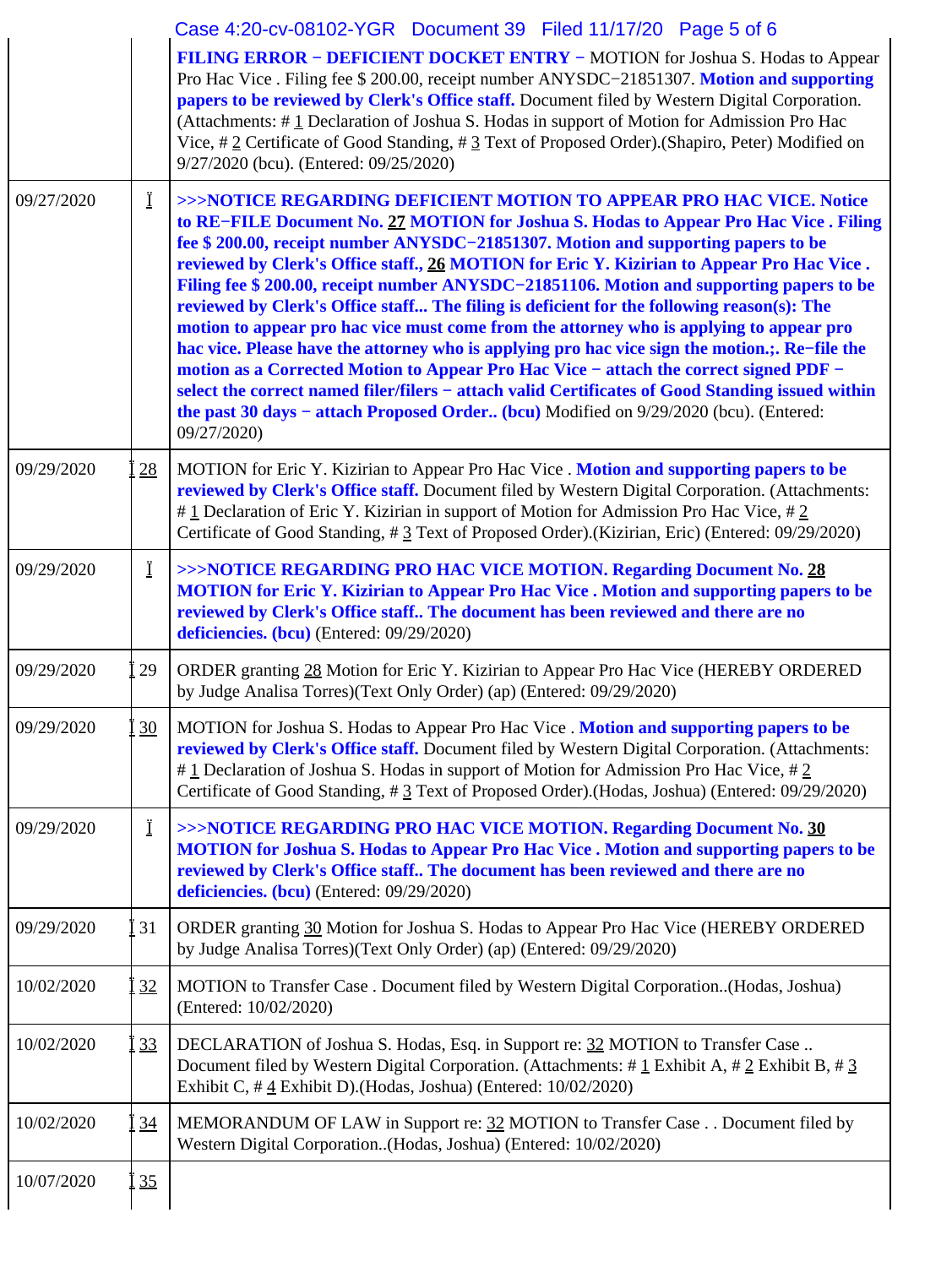| | | |
|---|---|---|
| | | **FILING ERROR − DEFICIENT DOCKET ENTRY** − MOTION for Joshua S. Hodas to Appear Pro Hac Vice . Filing fee $ 200.00, receipt number ANYSDC−21851307. **Motion and supporting papers to be reviewed by Clerk's Office staff.** Document filed by Western Digital Corporation. (Attachments: # 1 Declaration of Joshua S. Hodas in support of Motion for Admission Pro Hac Vice, # 2 Certificate of Good Standing, # 3 Text of Proposed Order).(Shapiro, Peter) Modified on 9/27/2020 (bcu). (Entered: 09/25/2020) |
| 09/27/2020 | | **>>>NOTICE REGARDING DEFICIENT MOTION TO APPEAR PRO HAC VICE. Notice to RE−FILE Document No. 27 MOTION for Joshua S. Hodas to Appear Pro Hac Vice . Filing fee $ 200.00, receipt number ANYSDC−21851307. Motion and supporting papers to be reviewed by Clerk's Office staff., 26 MOTION for Eric Y. Kizirian to Appear Pro Hac Vice . Filing fee $ 200.00, receipt number ANYSDC−21851106. Motion and supporting papers to be reviewed by Clerk's Office staff... The filing is deficient for the following reason(s): The motion to appear pro hac vice must come from the attorney who is applying to appear pro hac vice. Please have the attorney who is applying pro hac vice sign the motion.;. Re−file the motion as a Corrected Motion to Appear Pro Hac Vice − attach the correct signed PDF − select the correct named filer/filers − attach valid Certificates of Good Standing issued within the past 30 days − attach Proposed Order.. (bcu)** Modified on 9/29/2020 (bcu). (Entered: 09/27/2020) |
| 09/29/2020 | 28 | MOTION for Eric Y. Kizirian to Appear Pro Hac Vice . **Motion and supporting papers to be reviewed by Clerk's Office staff.** Document filed by Western Digital Corporation. (Attachments: # 1 Declaration of Eric Y. Kizirian in support of Motion for Admission Pro Hac Vice, # 2 Certificate of Good Standing, # 3 Text of Proposed Order).(Kizirian, Eric) (Entered: 09/29/2020) |
| 09/29/2020 | | **>>>NOTICE REGARDING PRO HAC VICE MOTION. Regarding Document No. 28 MOTION for Eric Y. Kizirian to Appear Pro Hac Vice . Motion and supporting papers to be reviewed by Clerk's Office staff.. The document has been reviewed and there are no deficiencies. (bcu)** (Entered: 09/29/2020) |
| 09/29/2020 | 29 | ORDER granting 28 Motion for Eric Y. Kizirian to Appear Pro Hac Vice (HEREBY ORDERED by Judge Analisa Torres)(Text Only Order) (ap) (Entered: 09/29/2020) |
| 09/29/2020 | 30 | MOTION for Joshua S. Hodas to Appear Pro Hac Vice . **Motion and supporting papers to be reviewed by Clerk's Office staff.** Document filed by Western Digital Corporation. (Attachments: # 1 Declaration of Joshua S. Hodas in support of Motion for Admission Pro Hac Vice, # 2 Certificate of Good Standing, # 3 Text of Proposed Order).(Hodas, Joshua) (Entered: 09/29/2020) |
| 09/29/2020 | | **>>>NOTICE REGARDING PRO HAC VICE MOTION. Regarding Document No. 30 MOTION for Joshua S. Hodas to Appear Pro Hac Vice . Motion and supporting papers to be reviewed by Clerk's Office staff.. The document has been reviewed and there are no deficiencies. (bcu)** (Entered: 09/29/2020) |
| 09/29/2020 | 31 | ORDER granting 30 Motion for Joshua S. Hodas to Appear Pro Hac Vice (HEREBY ORDERED by Judge Analisa Torres)(Text Only Order) (ap) (Entered: 09/29/2020) |
| 10/02/2020 | 32 | MOTION to Transfer Case . Document filed by Western Digital Corporation..(Hodas, Joshua) (Entered: 10/02/2020) |
| 10/02/2020 | 33 | DECLARATION of Joshua S. Hodas, Esq. in Support re: 32 MOTION to Transfer Case .. Document filed by Western Digital Corporation. (Attachments: # 1 Exhibit A, # 2 Exhibit B, # 3 Exhibit C, # 4 Exhibit D).(Hodas, Joshua) (Entered: 10/02/2020) |
| 10/02/2020 | 34 | MEMORANDUM OF LAW in Support re: 32 MOTION to Transfer Case . . Document filed by Western Digital Corporation..(Hodas, Joshua) (Entered: 10/02/2020) |
| 10/07/2020 | 35 | |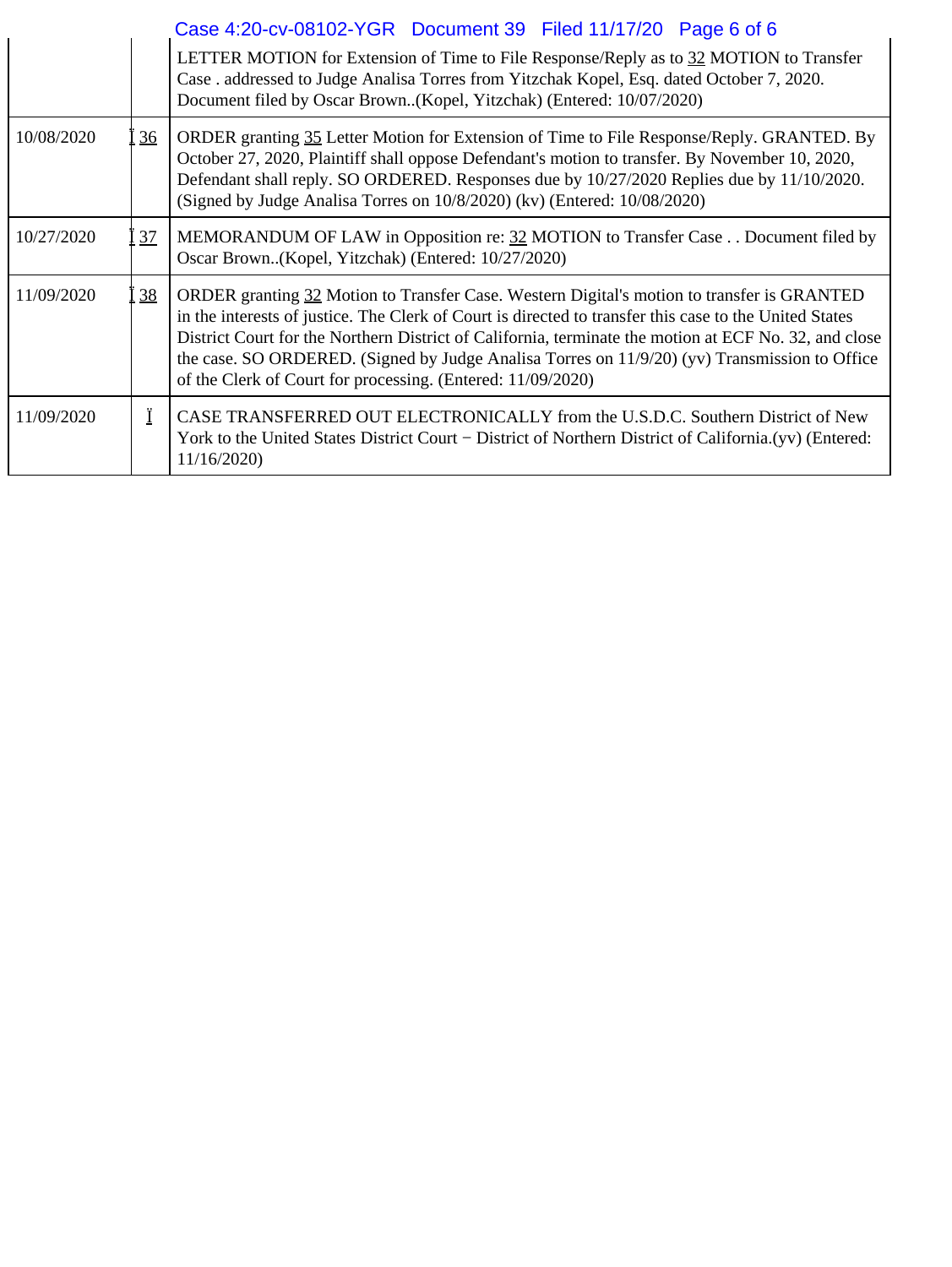| | | |
|---|---|---|
| | | LETTER MOTION for Extension of Time to File Response/Reply as to 32 MOTION to Transfer Case . addressed to Judge Analisa Torres from Yitzchak Kopel, Esq. dated October 7, 2020. Document filed by Oscar Brown..(Kopel, Yitzchak) (Entered: 10/07/2020) |
| 10/08/2020 | 36 | ORDER granting 35 Letter Motion for Extension of Time to File Response/Reply. GRANTED. By October 27, 2020, Plaintiff shall oppose Defendant's motion to transfer. By November 10, 2020, Defendant shall reply. SO ORDERED. Responses due by 10/27/2020 Replies due by 11/10/2020. (Signed by Judge Analisa Torres on 10/8/2020) (kv) (Entered: 10/08/2020) |
| 10/27/2020 | 37 | MEMORANDUM OF LAW in Opposition re: 32 MOTION to Transfer Case . . Document filed by Oscar Brown..(Kopel, Yitzchak) (Entered: 10/27/2020) |
| 11/09/2020 | 38 | ORDER granting 32 Motion to Transfer Case. Western Digital's motion to transfer is GRANTED in the interests of justice. The Clerk of Court is directed to transfer this case to the United States District Court for the Northern District of California, terminate the motion at ECF No. 32, and close the case. SO ORDERED. (Signed by Judge Analisa Torres on 11/9/20) (yv) Transmission to Office of the Clerk of Court for processing. (Entered: 11/09/2020) |
| 11/09/2020 | | CASE TRANSFERRED OUT ELECTRONICALLY from the U.S.D.C. Southern District of New York to the United States District Court − District of Northern District of California.(yv) (Entered: 11/16/2020) |